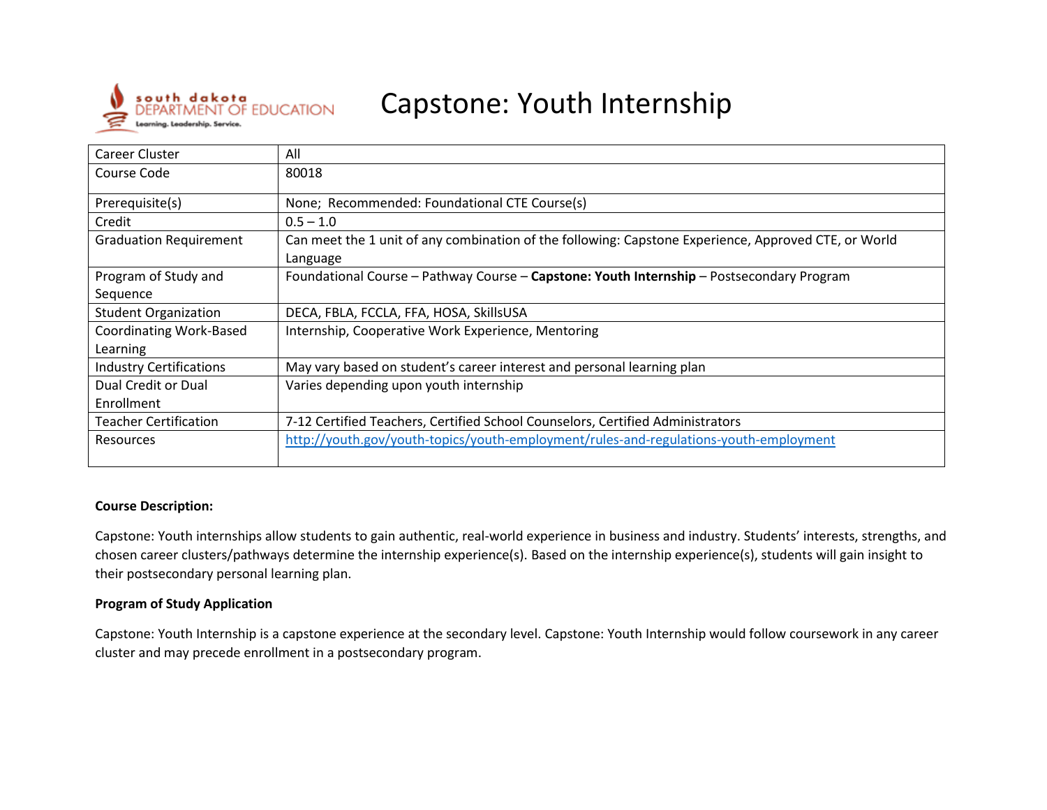# Capstone: Youth Internship

| Career Cluster | All |
|---|---|
| Course Code | 80018 |
| Prerequisite(s) | None; Recommended: Foundational CTE Course(s) |
| Credit | 0.5 – 1.0 |
| Graduation Requirement | Can meet the 1 unit of any combination of the following: Capstone Experience, Approved CTE, or World Language |
| Program of Study and Sequence | Foundational Course – Pathway Course – **Capstone: Youth Internship** – Postsecondary Program |
| Student Organization | DECA, FBLA, FCCLA, FFA, HOSA, SkillsUSA |
| Coordinating Work-Based Learning | Internship, Cooperative Work Experience, Mentoring |
| Industry Certifications | May vary based on student's career interest and personal learning plan |
| Dual Credit or Dual Enrollment | Varies depending upon youth internship |
| Teacher Certification | 7-12 Certified Teachers, Certified School Counselors, Certified Administrators |
| Resources | http://youth.gov/youth-topics/youth-employment/rules-and-regulations-youth-employment |

**Course Description:**

Capstone: Youth internships allow students to gain authentic, real-world experience in business and industry. Students' interests, strengths, and chosen career clusters/pathways determine the internship experience(s). Based on the internship experience(s), students will gain insight to their postsecondary personal learning plan.

**Program of Study Application**

Capstone: Youth Internship is a capstone experience at the secondary level. Capstone: Youth Internship would follow coursework in any career cluster and may precede enrollment in a postsecondary program.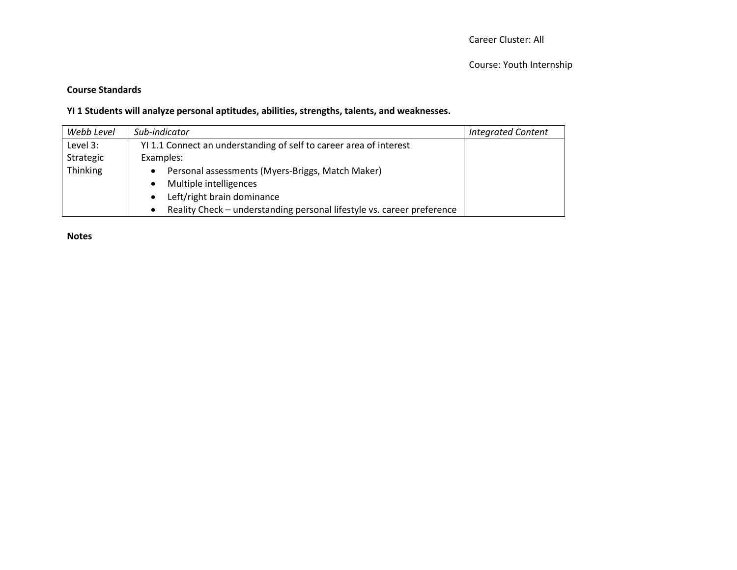Career Cluster: All

Course: Youth Internship

**Course Standards**

**YI 1 Students will analyze personal aptitudes, abilities, strengths, talents, and weaknesses.**

| *Webb Level* | *Sub-indicator* | *Integrated Content* |
| --- | --- | --- |
| Level 3: Strategic Thinking | YI 1.1 Connect an understanding of self to career area of interest<br>Examples:<br>• Personal assessments (Myers-Briggs, Match Maker)<br>• Multiple intelligences<br>• Left/right brain dominance<br>• Reality Check – understanding personal lifestyle vs. career preference | |

**Notes**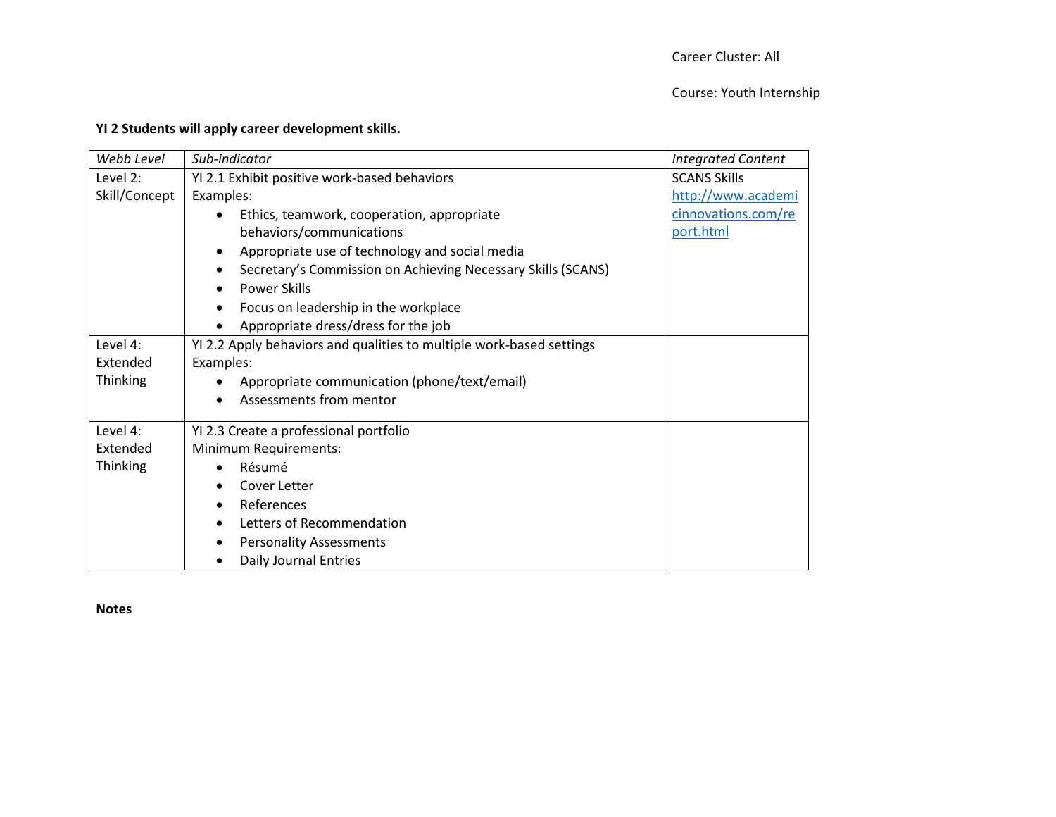Career Cluster: All

Course: Youth Internship

**YI 2 Students will apply career development skills.**

| *Webb Level* | *Sub-indicator* | *Integrated Content* |
|---|---|---|
| Level 2: Skill/Concept | YI 2.1 Exhibit positive work-based behaviors<br>Examples:<br>• Ethics, teamwork, cooperation, appropriate behaviors/communications<br>• Appropriate use of technology and social media<br>• Secretary’s Commission on Achieving Necessary Skills (SCANS)<br>• Power Skills<br>• Focus on leadership in the workplace<br>• Appropriate dress/dress for the job | SCANS Skills [http://www.academicinnovations.com/report.html](http://www.academicinnovations.com/report.html) |
| Level 4: Extended Thinking | YI 2.2 Apply behaviors and qualities to multiple work-based settings<br>Examples:<br>• Appropriate communication (phone/text/email)<br>• Assessments from mentor | |
| Level 4: Extended Thinking | YI 2.3 Create a professional portfolio<br>Minimum Requirements:<br>• Résumé<br>• Cover Letter<br>• References<br>• Letters of Recommendation<br>• Personality Assessments<br>• Daily Journal Entries | |

**Notes**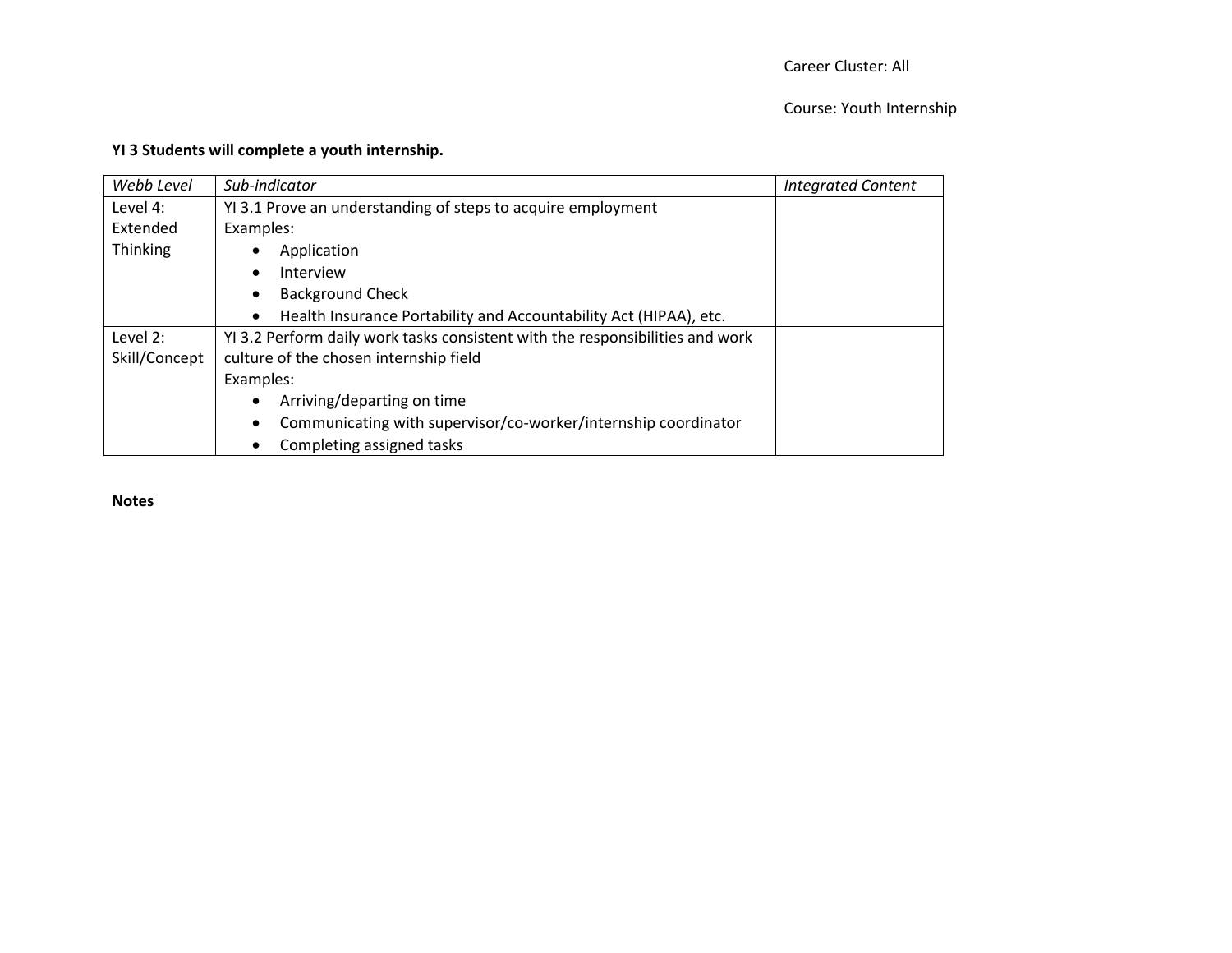Career Cluster: All

Course: Youth Internship

**YI 3 Students will complete a youth internship.**

| *Webb Level* | *Sub-indicator* | *Integrated Content* |
|---|---|---|
| Level 4: Extended Thinking | YI 3.1 Prove an understanding of steps to acquire employment<br>Examples:<br>• Application<br>• Interview<br>• Background Check<br>• Health Insurance Portability and Accountability Act (HIPAA), etc. | |
| Level 2: Skill/Concept | YI 3.2 Perform daily work tasks consistent with the responsibilities and work culture of the chosen internship field<br>Examples:<br>• Arriving/departing on time<br>• Communicating with supervisor/co-worker/internship coordinator<br>• Completing assigned tasks | |

**Notes**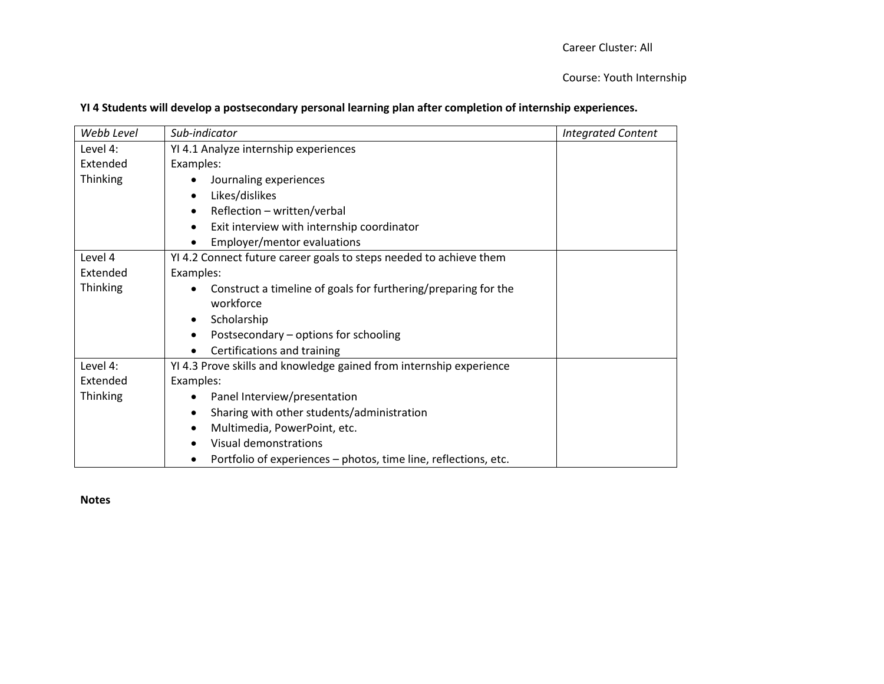Career Cluster: All

Course: Youth Internship

**YI 4 Students will develop a postsecondary personal learning plan after completion of internship experiences.**

| *Webb Level* | *Sub-indicator* | *Integrated Content* |
|---|---|---|
| Level 4: Extended Thinking | YI 4.1 Analyze internship experiences<br>Examples:<br>• Journaling experiences<br>• Likes/dislikes<br>• Reflection – written/verbal<br>• Exit interview with internship coordinator<br>• Employer/mentor evaluations | |
| Level 4 Extended Thinking | YI 4.2 Connect future career goals to steps needed to achieve them<br>Examples:<br>• Construct a timeline of goals for furthering/preparing for the workforce<br>• Scholarship<br>• Postsecondary – options for schooling<br>• Certifications and training | |
| Level 4: Extended Thinking | YI 4.3 Prove skills and knowledge gained from internship experience<br>Examples:<br>• Panel Interview/presentation<br>• Sharing with other students/administration<br>• Multimedia, PowerPoint, etc.<br>• Visual demonstrations<br>• Portfolio of experiences – photos, time line, reflections, etc. | |

**Notes**